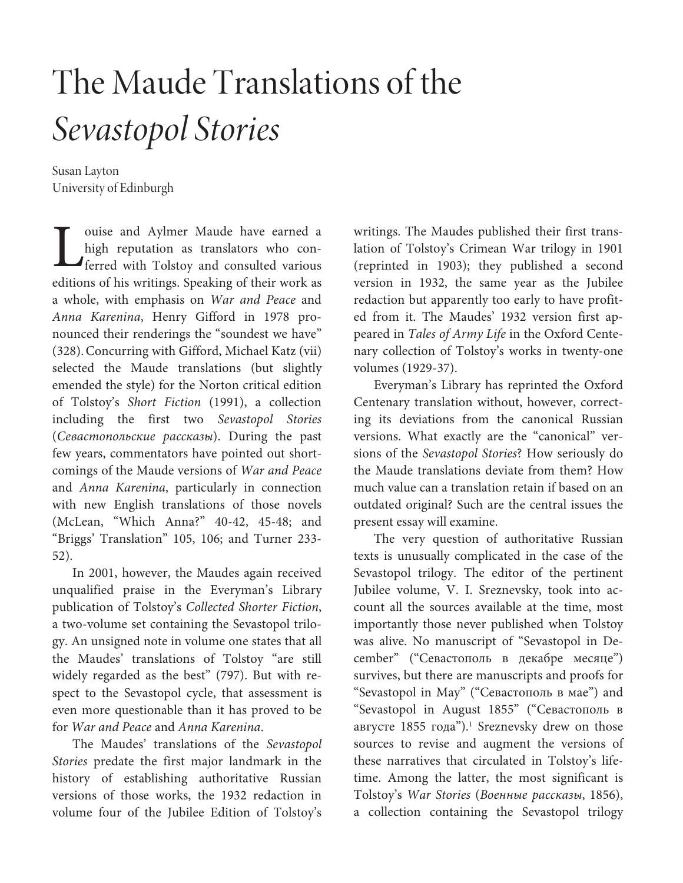# The Maude Translations of the *Sevastopol Stories*

Susan Layton
University of Edinburgh

Louise and Aylmer Maude have earned a high reputation as translators who conferred with Tolstoy and consulted various editions of his writings. Speaking of their work as a whole, with emphasis on *War and Peace* and *Anna Karenina*, Henry Gifford in 1978 pronounced their renderings the "soundest we have" (328). Concurring with Gifford, Michael Katz (vii) selected the Maude translations (but slightly emended the style) for the Norton critical edition of Tolstoy's *Short Fiction* (1991), a collection including the first two *Sevastopol Stories* (*Севастопольские рассказы*). During the past few years, commentators have pointed out shortcomings of the Maude versions of *War and Peace* and *Anna Karenina*, particularly in connection with new English translations of those novels (McLean, "Which Anna?" 40-42, 45-48; and "Briggs' Translation" 105, 106; and Turner 233-52).

In 2001, however, the Maudes again received unqualified praise in the Everyman's Library publication of Tolstoy's *Collected Shorter Fiction*, a two-volume set containing the Sevastopol trilogy. An unsigned note in volume one states that all the Maudes' translations of Tolstoy "are still widely regarded as the best" (797). But with respect to the Sevastopol cycle, that assessment is even more questionable than it has proved to be for *War and Peace* and *Anna Karenina*.

The Maudes' translations of the *Sevastopol Stories* predate the first major landmark in the history of establishing authoritative Russian versions of those works, the 1932 redaction in volume four of the Jubilee Edition of Tolstoy's writings. The Maudes published their first translation of Tolstoy's Crimean War trilogy in 1901 (reprinted in 1903); they published a second version in 1932, the same year as the Jubilee redaction but apparently too early to have profited from it. The Maudes' 1932 version first appeared in *Tales of Army Life* in the Oxford Centenary collection of Tolstoy's works in twenty-one volumes (1929-37).

Everyman's Library has reprinted the Oxford Centenary translation without, however, correcting its deviations from the canonical Russian versions. What exactly are the "canonical" versions of the *Sevastopol Stories*? How seriously do the Maude translations deviate from them? How much value can a translation retain if based on an outdated original? Such are the central issues the present essay will examine.

The very question of authoritative Russian texts is unusually complicated in the case of the Sevastopol trilogy. The editor of the pertinent Jubilee volume, V. I. Sreznevsky, took into account all the sources available at the time, most importantly those never published when Tolstoy was alive. No manuscript of "Sevastopol in December" ("Севастополь в декабре месяце") survives, but there are manuscripts and proofs for "Sevastopol in May" ("Севастополь в мае") and "Sevastopol in August 1855" ("Севастополь в августе 1855 года").[1] Sreznevsky drew on those sources to revise and augment the versions of these narratives that circulated in Tolstoy's lifetime. Among the latter, the most significant is Tolstoy's *War Stories* (*Военные рассказы*, 1856), a collection containing the Sevastopol trilogy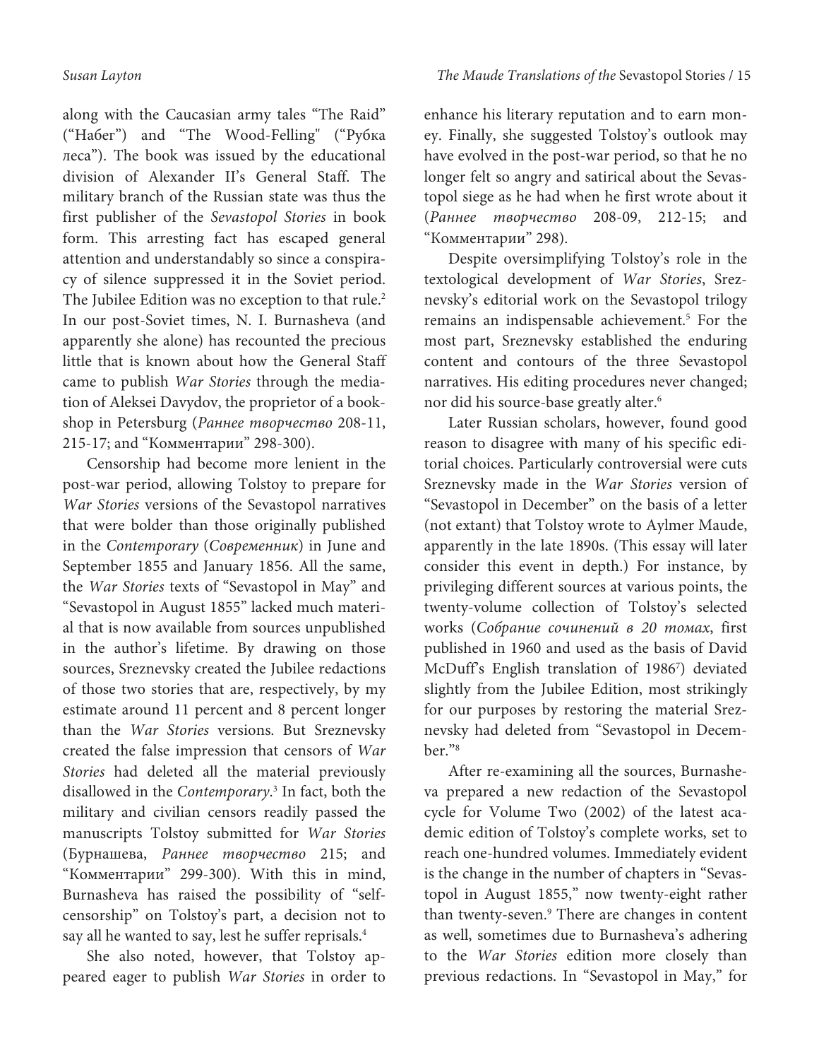along with the Caucasian army tales "The Raid" ("Набег") and "The Wood-Felling" ("Рубка леса"). The book was issued by the educational division of Alexander II's General Staff. The military branch of the Russian state was thus the first publisher of the *Sevastopol Stories* in book form. This arresting fact has escaped general attention and understandably so since a conspiracy of silence suppressed it in the Soviet period. The Jubilee Edition was no exception to that rule.[2] In our post-Soviet times, N. I. Burnasheva (and apparently she alone) has recounted the precious little that is known about how the General Staff came to publish *War Stories* through the mediation of Aleksei Davydov, the proprietor of a bookshop in Petersburg (*Раннее творчество* 208-11, 215-17; and "Комментарии" 298-300).

Censorship had become more lenient in the post-war period, allowing Tolstoy to prepare for *War Stories* versions of the Sevastopol narratives that were bolder than those originally published in the *Contemporary* (*Современник*) in June and September 1855 and January 1856. All the same, the *War Stories* texts of "Sevastopol in May" and "Sevastopol in August 1855" lacked much material that is now available from sources unpublished in the author's lifetime. By drawing on those sources, Sreznevsky created the Jubilee redactions of those two stories that are, respectively, by my estimate around 11 percent and 8 percent longer than the *War Stories* versions. But Sreznevsky created the false impression that censors of *War Stories* had deleted all the material previously disallowed in the *Contemporary*.[3] In fact, both the military and civilian censors readily passed the manuscripts Tolstoy submitted for *War Stories* (Бурнашева, *Раннее творчество* 215; and "Комментарии" 299-300). With this in mind, Burnasheva has raised the possibility of "self-censorship" on Tolstoy's part, a decision not to say all he wanted to say, lest he suffer reprisals.[4]

She also noted, however, that Tolstoy appeared eager to publish *War Stories* in order to enhance his literary reputation and to earn money. Finally, she suggested Tolstoy's outlook may have evolved in the post-war period, so that he no longer felt so angry and satirical about the Sevastopol siege as he had when he first wrote about it (*Раннее творчество* 208-09, 212-15; and "Комментарии" 298).

Despite oversimplifying Tolstoy's role in the textological development of *War Stories*, Sreznevsky's editorial work on the Sevastopol trilogy remains an indispensable achievement.[5] For the most part, Sreznevsky established the enduring content and contours of the three Sevastopol narratives. His editing procedures never changed; nor did his source-base greatly alter.[6]

Later Russian scholars, however, found good reason to disagree with many of his specific editorial choices. Particularly controversial were cuts Sreznevsky made in the *War Stories* version of "Sevastopol in December" on the basis of a letter (not extant) that Tolstoy wrote to Aylmer Maude, apparently in the late 1890s. (This essay will later consider this event in depth.) For instance, by privileging different sources at various points, the twenty-volume collection of Tolstoy's selected works (*Собрание сочинений в 20 томах*, first published in 1960 and used as the basis of David McDuff's English translation of 1986[7]) deviated slightly from the Jubilee Edition, most strikingly for our purposes by restoring the material Sreznevsky had deleted from "Sevastopol in December."[8]

After re-examining all the sources, Burnasheva prepared a new redaction of the Sevastopol cycle for Volume Two (2002) of the latest academic edition of Tolstoy's complete works, set to reach one-hundred volumes. Immediately evident is the change in the number of chapters in "Sevastopol in August 1855," now twenty-eight rather than twenty-seven.[9] There are changes in content as well, sometimes due to Burnasheva's adhering to the *War Stories* edition more closely than previous redactions. In "Sevastopol in May," for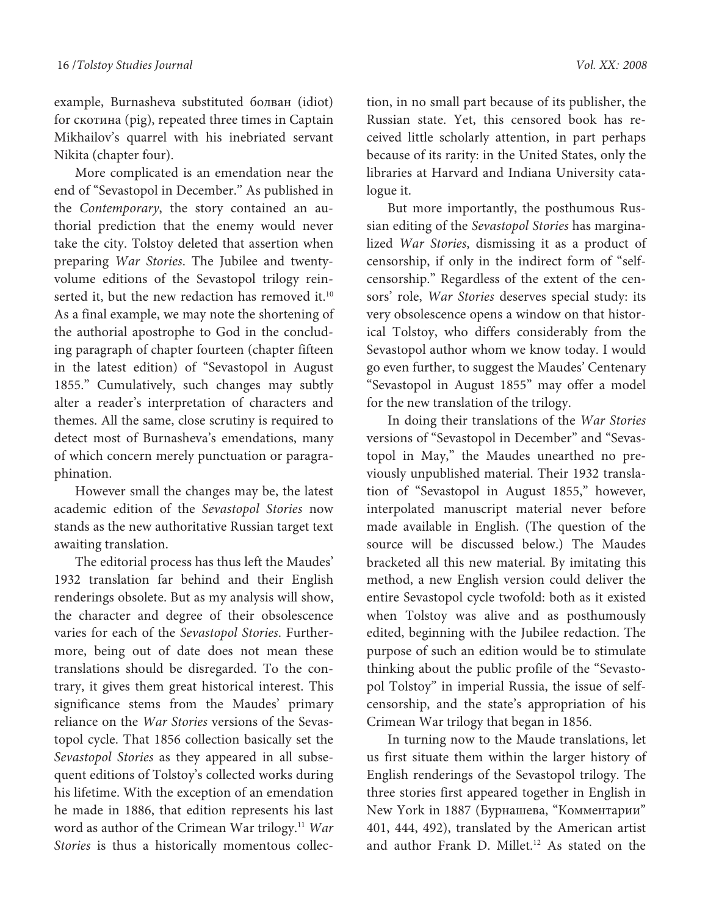example, Burnasheva substituted болван (idiot) for скотина (pig), repeated three times in Captain Mikhailov's quarrel with his inebriated servant Nikita (chapter four).

More complicated is an emendation near the end of "Sevastopol in December." As published in the *Contemporary*, the story contained an authorial prediction that the enemy would never take the city. Tolstoy deleted that assertion when preparing *War Stories*. The Jubilee and twenty-volume editions of the Sevastopol trilogy reinserted it, but the new redaction has removed it.[10] As a final example, we may note the shortening of the authorial apostrophe to God in the concluding paragraph of chapter fourteen (chapter fifteen in the latest edition) of "Sevastopol in August 1855." Cumulatively, such changes may subtly alter a reader's interpretation of characters and themes. All the same, close scrutiny is required to detect most of Burnasheva's emendations, many of which concern merely punctuation or paragraphination.

However small the changes may be, the latest academic edition of the *Sevastopol Stories* now stands as the new authoritative Russian target text awaiting translation.

The editorial process has thus left the Maudes' 1932 translation far behind and their English renderings obsolete. But as my analysis will show, the character and degree of their obsolescence varies for each of the *Sevastopol Stories*. Furthermore, being out of date does not mean these translations should be disregarded. To the contrary, it gives them great historical interest. This significance stems from the Maudes' primary reliance on the *War Stories* versions of the Sevastopol cycle. That 1856 collection basically set the *Sevastopol Stories* as they appeared in all subsequent editions of Tolstoy's collected works during his lifetime. With the exception of an emendation he made in 1886, that edition represents his last word as author of the Crimean War trilogy.[11] *War Stories* is thus a historically momentous collection, in no small part because of its publisher, the Russian state. Yet, this censored book has received little scholarly attention, in part perhaps because of its rarity: in the United States, only the libraries at Harvard and Indiana University catalogue it.

But more importantly, the posthumous Russian editing of the *Sevastopol Stories* has marginalized *War Stories*, dismissing it as a product of censorship, if only in the indirect form of "self-censorship." Regardless of the extent of the censors' role, *War Stories* deserves special study: its very obsolescence opens a window on that historical Tolstoy, who differs considerably from the Sevastopol author whom we know today. I would go even further, to suggest the Maudes' Centenary "Sevastopol in August 1855" may offer a model for the new translation of the trilogy.

In doing their translations of the *War Stories* versions of "Sevastopol in December" and "Sevastopol in May," the Maudes unearthed no previously unpublished material. Their 1932 translation of "Sevastopol in August 1855," however, interpolated manuscript material never before made available in English. (The question of the source will be discussed below.) The Maudes bracketed all this new material. By imitating this method, a new English version could deliver the entire Sevastopol cycle twofold: both as it existed when Tolstoy was alive and as posthumously edited, beginning with the Jubilee redaction. The purpose of such an edition would be to stimulate thinking about the public profile of the "Sevastopol Tolstoy" in imperial Russia, the issue of self-censorship, and the state's appropriation of his Crimean War trilogy that began in 1856.

In turning now to the Maude translations, let us first situate them within the larger history of English renderings of the Sevastopol trilogy. The three stories first appeared together in English in New York in 1887 (Бурнашева, "Комментарии" 401, 444, 492), translated by the American artist and author Frank D. Millet.[12] As stated on the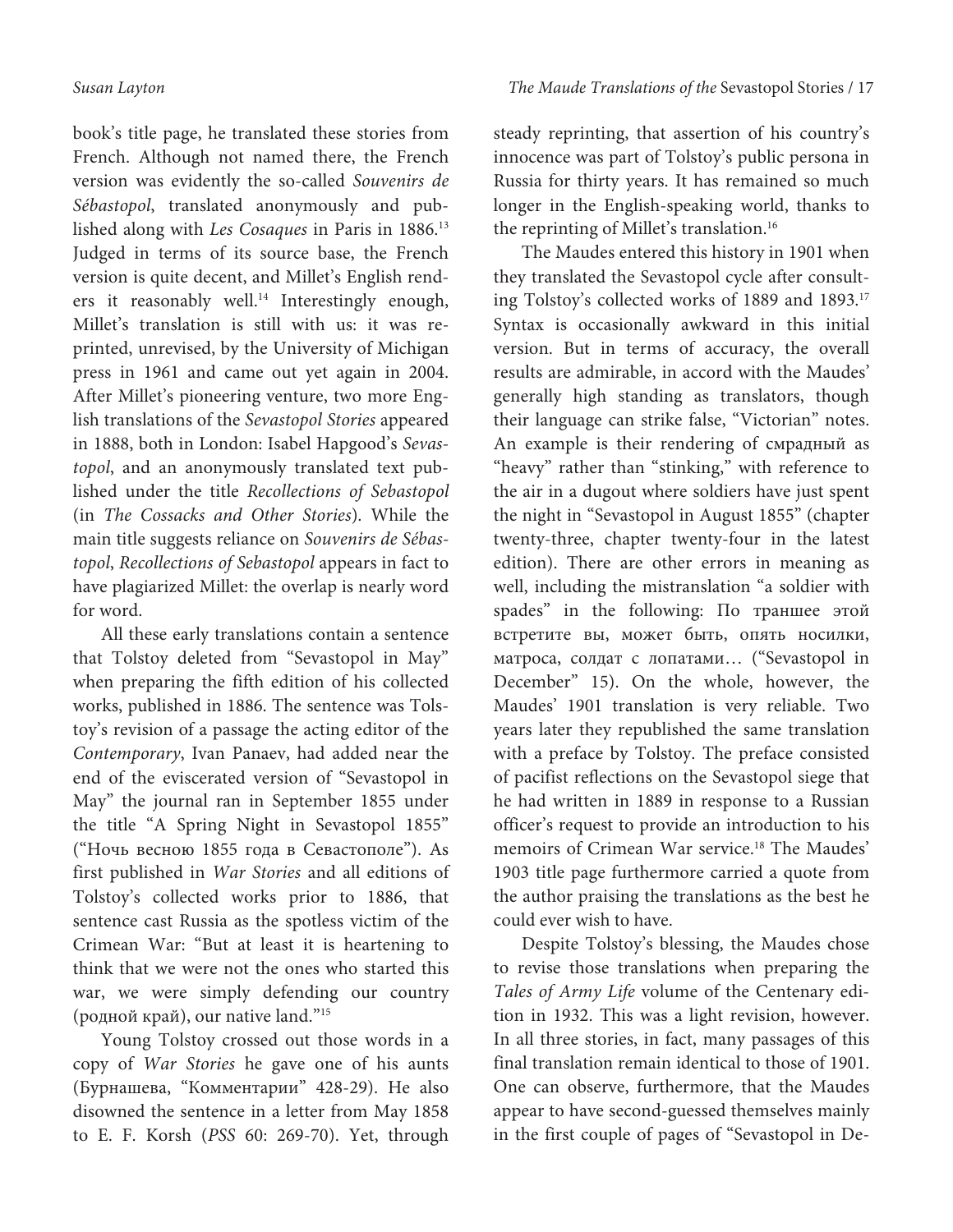book's title page, he translated these stories from French. Although not named there, the French version was evidently the so-called *Souvenirs de Sébastopol*, translated anonymously and published along with *Les Cosaques* in Paris in 1886.[13] Judged in terms of its source base, the French version is quite decent, and Millet's English renders it reasonably well.[14] Interestingly enough, Millet's translation is still with us: it was reprinted, unrevised, by the University of Michigan press in 1961 and came out yet again in 2004. After Millet's pioneering venture, two more English translations of the *Sevastopol Stories* appeared in 1888, both in London: Isabel Hapgood's *Sevastopol*, and an anonymously translated text published under the title *Recollections of Sebastopol* (in *The Cossacks and Other Stories*). While the main title suggests reliance on *Souvenirs de Sébastopol*, *Recollections of Sebastopol* appears in fact to have plagiarized Millet: the overlap is nearly word for word.

All these early translations contain a sentence that Tolstoy deleted from "Sevastopol in May" when preparing the fifth edition of his collected works, published in 1886. The sentence was Tolstoy's revision of a passage the acting editor of the *Contemporary*, Ivan Panaev, had added near the end of the eviscerated version of "Sevastopol in May" the journal ran in September 1855 under the title "A Spring Night in Sevastopol 1855" ("Ночь весною 1855 года в Севастополе"). As first published in *War Stories* and all editions of Tolstoy's collected works prior to 1886, that sentence cast Russia as the spotless victim of the Crimean War: "But at least it is heartening to think that we were not the ones who started this war, we were simply defending our country (родной край), our native land."[15]

Young Tolstoy crossed out those words in a copy of *War Stories* he gave one of his aunts (Бурнашева, "Комментарии" 428-29). He also disowned the sentence in a letter from May 1858 to E. F. Korsh (*PSS* 60: 269-70). Yet, through steady reprinting, that assertion of his country's innocence was part of Tolstoy's public persona in Russia for thirty years. It has remained so much longer in the English-speaking world, thanks to the reprinting of Millet's translation.[16]

The Maudes entered this history in 1901 when they translated the Sevastopol cycle after consulting Tolstoy's collected works of 1889 and 1893.[17] Syntax is occasionally awkward in this initial version. But in terms of accuracy, the overall results are admirable, in accord with the Maudes' generally high standing as translators, though their language can strike false, "Victorian" notes. An example is their rendering of смрадный as "heavy" rather than "stinking," with reference to the air in a dugout where soldiers have just spent the night in "Sevastopol in August 1855" (chapter twenty-three, chapter twenty-four in the latest edition). There are other errors in meaning as well, including the mistranslation "a soldier with spades" in the following: По траншее этой встретите вы, может быть, опять носилки, матроса, солдат с лопатами… ("Sevastopol in December" 15). On the whole, however, the Maudes' 1901 translation is very reliable. Two years later they republished the same translation with a preface by Tolstoy. The preface consisted of pacifist reflections on the Sevastopol siege that he had written in 1889 in response to a Russian officer's request to provide an introduction to his memoirs of Crimean War service.[18] The Maudes' 1903 title page furthermore carried a quote from the author praising the translations as the best he could ever wish to have.

Despite Tolstoy's blessing, the Maudes chose to revise those translations when preparing the *Tales of Army Life* volume of the Centenary edition in 1932. This was a light revision, however. In all three stories, in fact, many passages of this final translation remain identical to those of 1901. One can observe, furthermore, that the Maudes appear to have second-guessed themselves mainly in the first couple of pages of "Sevastopol in De-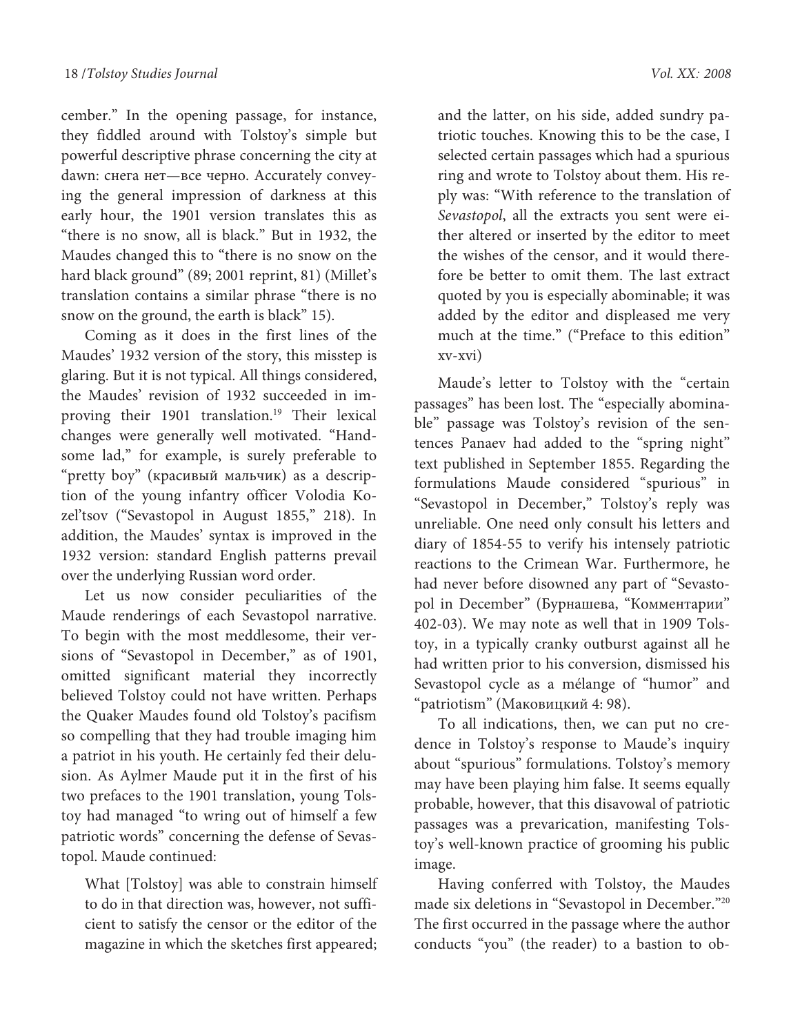cember." In the opening passage, for instance, they fiddled around with Tolstoy's simple but powerful descriptive phrase concerning the city at dawn: снега нет—все черно. Accurately conveying the general impression of darkness at this early hour, the 1901 version translates this as "there is no snow, all is black." But in 1932, the Maudes changed this to "there is no snow on the hard black ground" (89; 2001 reprint, 81) (Millet's translation contains a similar phrase "there is no snow on the ground, the earth is black" 15).

Coming as it does in the first lines of the Maudes' 1932 version of the story, this misstep is glaring. But it is not typical. All things considered, the Maudes' revision of 1932 succeeded in improving their 1901 translation.[19] Their lexical changes were generally well motivated. "Handsome lad," for example, is surely preferable to "pretty boy" (красивый мальчик) as a description of the young infantry officer Volodia Kozel'tsov ("Sevastopol in August 1855," 218). In addition, the Maudes' syntax is improved in the 1932 version: standard English patterns prevail over the underlying Russian word order.

Let us now consider peculiarities of the Maude renderings of each Sevastopol narrative. To begin with the most meddlesome, their versions of "Sevastopol in December," as of 1901, omitted significant material they incorrectly believed Tolstoy could not have written. Perhaps the Quaker Maudes found old Tolstoy's pacifism so compelling that they had trouble imaging him a patriot in his youth. He certainly fed their delusion. As Aylmer Maude put it in the first of his two prefaces to the 1901 translation, young Tolstoy had managed "to wring out of himself a few patriotic words" concerning the defense of Sevastopol. Maude continued:

> What [Tolstoy] was able to constrain himself to do in that direction was, however, not sufficient to satisfy the censor or the editor of the magazine in which the sketches first appeared; and the latter, on his side, added sundry patriotic touches. Knowing this to be the case, I selected certain passages which had a spurious ring and wrote to Tolstoy about them. His reply was: "With reference to the translation of *Sevastopol*, all the extracts you sent were either altered or inserted by the editor to meet the wishes of the censor, and it would therefore be better to omit them. The last extract quoted by you is especially abominable; it was added by the editor and displeased me very much at the time." ("Preface to this edition" xv-xvi)

Maude's letter to Tolstoy with the "certain passages" has been lost. The "especially abominable" passage was Tolstoy's revision of the sentences Panaev had added to the "spring night" text published in September 1855. Regarding the formulations Maude considered "spurious" in "Sevastopol in December," Tolstoy's reply was unreliable. One need only consult his letters and diary of 1854-55 to verify his intensely patriotic reactions to the Crimean War. Furthermore, he had never before disowned any part of "Sevastopol in December" (Бурнашева, "Комментарии" 402-03). We may note as well that in 1909 Tolstoy, in a typically cranky outburst against all he had written prior to his conversion, dismissed his Sevastopol cycle as a mélange of "humor" and "patriotism" (Маковицкий 4: 98).

To all indications, then, we can put no credence in Tolstoy's response to Maude's inquiry about "spurious" formulations. Tolstoy's memory may have been playing him false. It seems equally probable, however, that this disavowal of patriotic passages was a prevarication, manifesting Tolstoy's well-known practice of grooming his public image.

Having conferred with Tolstoy, the Maudes made six deletions in "Sevastopol in December."[20] The first occurred in the passage where the author conducts "you" (the reader) to a bastion to ob-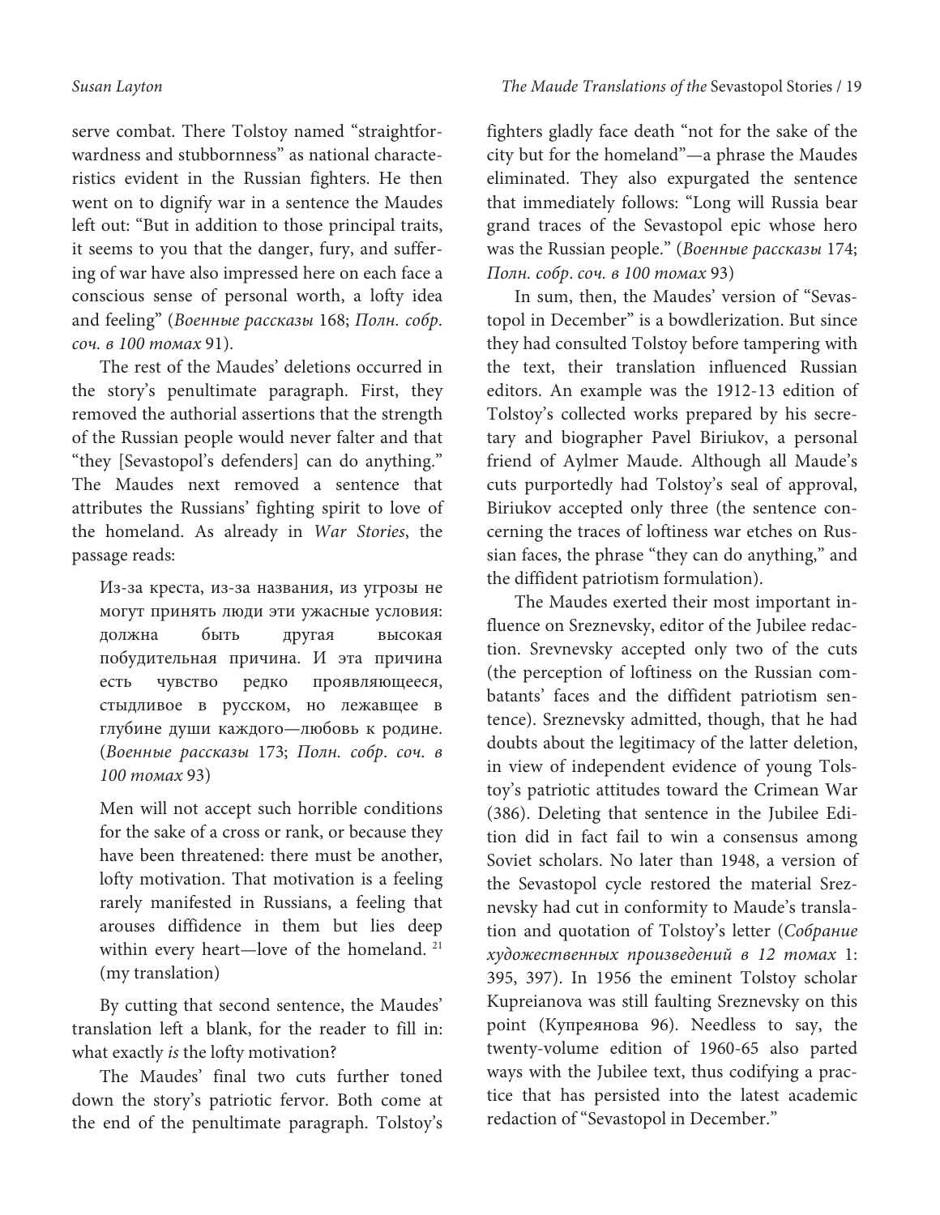serve combat. There Tolstoy named "straightforwardness and stubbornness" as national characteristics evident in the Russian fighters. He then went on to dignify war in a sentence the Maudes left out: "But in addition to those principal traits, it seems to you that the danger, fury, and suffering of war have also impressed here on each face a conscious sense of personal worth, a lofty idea and feeling" (*Военные рассказы* 168; *Полн. собр. соч. в 100 томах* 91).

The rest of the Maudes' deletions occurred in the story's penultimate paragraph. First, they removed the authorial assertions that the strength of the Russian people would never falter and that "they [Sevastopol's defenders] can do anything." The Maudes next removed a sentence that attributes the Russians' fighting spirit to love of the homeland. As already in *War Stories*, the passage reads:

> Из-за креста, из-за названия, из угрозы не могут принять люди эти ужасные условия: должна быть другая высокая побудительная причина. И эта причина есть чувство редко проявляющееся, стыдливое в русском, но лежавщее в глубине души каждого—любовь к родине. (*Военные рассказы* 173; *Полн. собр. соч. в 100 томах* 93)
>
> Men will not accept such horrible conditions for the sake of a cross or rank, or because they have been threatened: there must be another, lofty motivation. That motivation is a feeling rarely manifested in Russians, a feeling that arouses diffidence in them but lies deep within every heart—love of the homeland. [21] (my translation)

By cutting that second sentence, the Maudes' translation left a blank, for the reader to fill in: what exactly *is* the lofty motivation?

The Maudes' final two cuts further toned down the story's patriotic fervor. Both come at the end of the penultimate paragraph. Tolstoy's fighters gladly face death "not for the sake of the city but for the homeland"—a phrase the Maudes eliminated. They also expurgated the sentence that immediately follows: "Long will Russia bear grand traces of the Sevastopol epic whose hero was the Russian people." (*Военные рассказы* 174; *Полн. собр. соч. в 100 томах* 93)

In sum, then, the Maudes' version of "Sevastopol in December" is a bowdlerization. But since they had consulted Tolstoy before tampering with the text, their translation influenced Russian editors. An example was the 1912-13 edition of Tolstoy's collected works prepared by his secretary and biographer Pavel Biriukov, a personal friend of Aylmer Maude. Although all Maude's cuts purportedly had Tolstoy's seal of approval, Biriukov accepted only three (the sentence concerning the traces of loftiness war etches on Russian faces, the phrase "they can do anything," and the diffident patriotism formulation).

The Maudes exerted their most important influence on Sreznevsky, editor of the Jubilee redaction. Srevnevsky accepted only two of the cuts (the perception of loftiness on the Russian combatants' faces and the diffident patriotism sentence). Sreznevsky admitted, though, that he had doubts about the legitimacy of the latter deletion, in view of independent evidence of young Tolstoy's patriotic attitudes toward the Crimean War (386). Deleting that sentence in the Jubilee Edition did in fact fail to win a consensus among Soviet scholars. No later than 1948, a version of the Sevastopol cycle restored the material Sreznevsky had cut in conformity to Maude's translation and quotation of Tolstoy's letter (*Собрание художественных произведений в 12 томах* 1: 395, 397). In 1956 the eminent Tolstoy scholar Kupreianova was still faulting Sreznevsky on this point (Купреянова 96). Needless to say, the twenty-volume edition of 1960-65 also parted ways with the Jubilee text, thus codifying a practice that has persisted into the latest academic redaction of "Sevastopol in December."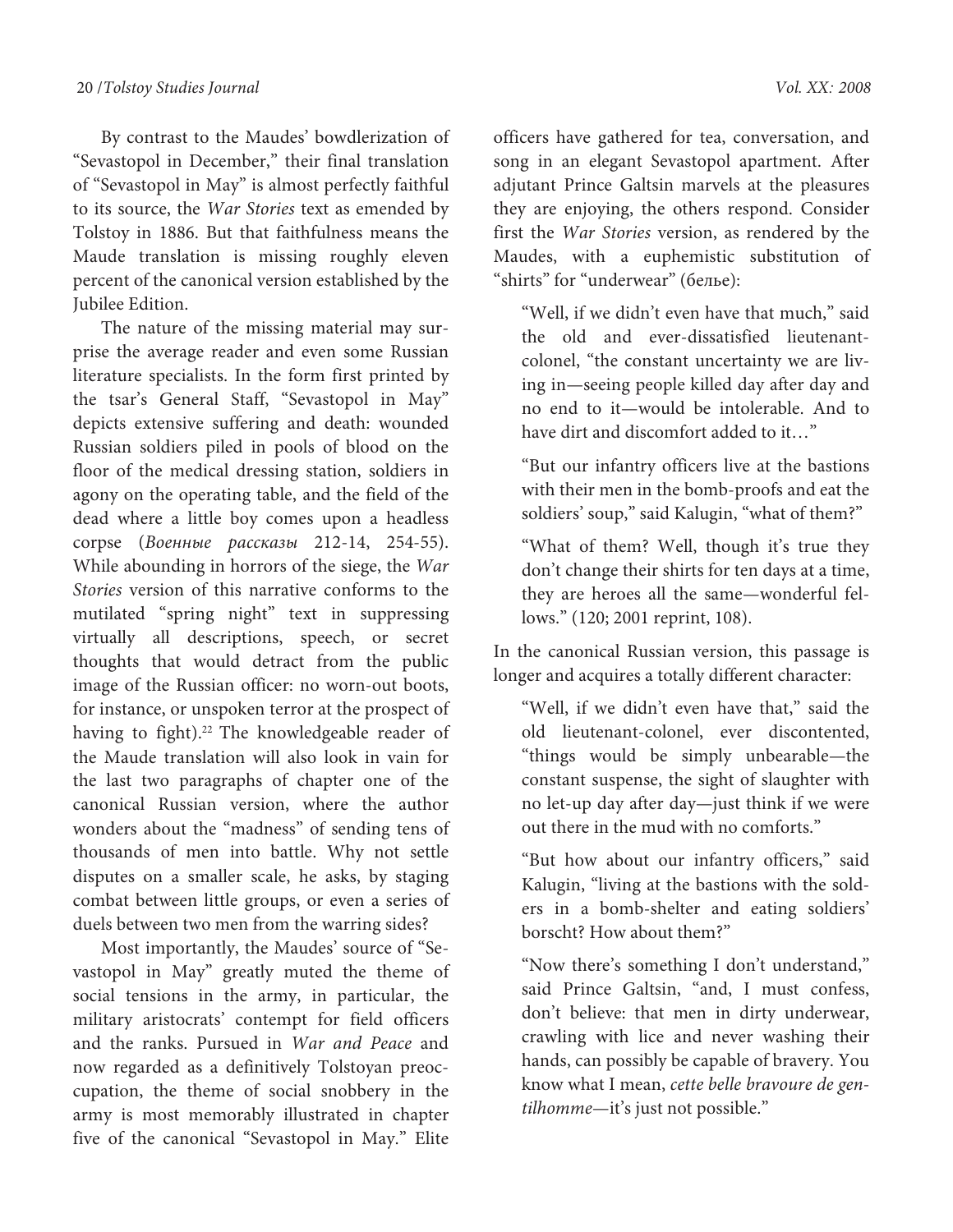By contrast to the Maudes' bowdlerization of "Sevastopol in December," their final translation of "Sevastopol in May" is almost perfectly faithful to its source, the *War Stories* text as emended by Tolstoy in 1886. But that faithfulness means the Maude translation is missing roughly eleven percent of the canonical version established by the Jubilee Edition.

The nature of the missing material may surprise the average reader and even some Russian literature specialists. In the form first printed by the tsar's General Staff, "Sevastopol in May" depicts extensive suffering and death: wounded Russian soldiers piled in pools of blood on the floor of the medical dressing station, soldiers in agony on the operating table, and the field of the dead where a little boy comes upon a headless corpse (*Военные рассказы* 212-14, 254-55). While abounding in horrors of the siege, the *War Stories* version of this narrative conforms to the mutilated "spring night" text in suppressing virtually all descriptions, speech, or secret thoughts that would detract from the public image of the Russian officer: no worn-out boots, for instance, or unspoken terror at the prospect of having to fight).[22] The knowledgeable reader of the Maude translation will also look in vain for the last two paragraphs of chapter one of the canonical Russian version, where the author wonders about the "madness" of sending tens of thousands of men into battle. Why not settle disputes on a smaller scale, he asks, by staging combat between little groups, or even a series of duels between two men from the warring sides?

Most importantly, the Maudes' source of "Sevastopol in May" greatly muted the theme of social tensions in the army, in particular, the military aristocrats' contempt for field officers and the ranks. Pursued in *War and Peace* and now regarded as a definitively Tolstoyan preoccupation, the theme of social snobbery in the army is most memorably illustrated in chapter five of the canonical "Sevastopol in May." Elite officers have gathered for tea, conversation, and song in an elegant Sevastopol apartment. After adjutant Prince Galtsin marvels at the pleasures they are enjoying, the others respond. Consider first the *War Stories* version, as rendered by the Maudes, with a euphemistic substitution of "shirts" for "underwear" (белье):

> "Well, if we didn't even have that much," said the old and ever-dissatisfied lieutenant-colonel, "the constant uncertainty we are living in—seeing people killed day after day and no end to it—would be intolerable. And to have dirt and discomfort added to it…"
>
> "But our infantry officers live at the bastions with their men in the bomb-proofs and eat the soldiers' soup," said Kalugin, "what of them?"
>
> "What of them? Well, though it's true they don't change their shirts for ten days at a time, they are heroes all the same—wonderful fellows." (120; 2001 reprint, 108).

In the canonical Russian version, this passage is longer and acquires a totally different character:

> "Well, if we didn't even have that," said the old lieutenant-colonel, ever discontented, "things would be simply unbearable—the constant suspense, the sight of slaughter with no let-up day after day—just think if we were out there in the mud with no comforts."
>
> "But how about our infantry officers," said Kalugin, "living at the bastions with the solders in a bomb-shelter and eating soldiers' borscht? How about them?"
>
> "Now there's something I don't understand," said Prince Galtsin, "and, I must confess, don't believe: that men in dirty underwear, crawling with lice and never washing their hands, can possibly be capable of bravery. You know what I mean, *cette belle bravoure de gentilhomme*—it's just not possible."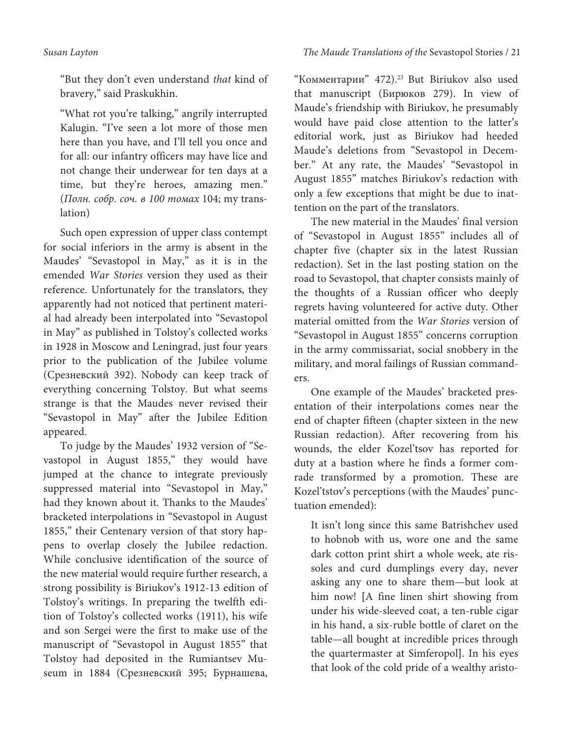> “But they don’t even understand *that* kind of bravery,” said Praskukhin.
>
> “What rot you’re talking,” angrily interrupted Kalugin. “I’ve seen a lot more of those men here than you have, and I’ll tell you once and for all: our infantry officers may have lice and not change their underwear for ten days at a time, but they’re heroes, amazing men.” (*Полн. собр. соч. в 100 томах* 104; my translation)

Such open expression of upper class contempt for social inferiors in the army is absent in the Maudes’ “Sevastopol in May,” as it is in the emended *War Stories* version they used as their reference. Unfortunately for the translators, they apparently had not noticed that pertinent material had already been interpolated into “Sevastopol in May” as published in Tolstoy’s collected works in 1928 in Moscow and Leningrad, just four years prior to the publication of the Jubilee volume (Срезневский 392). Nobody can keep track of everything concerning Tolstoy. But what seems strange is that the Maudes never revised their “Sevastopol in May” after the Jubilee Edition appeared.

To judge by the Maudes’ 1932 version of “Sevastopol in August 1855,” they would have jumped at the chance to integrate previously suppressed material into “Sevastopol in May,” had they known about it. Thanks to the Maudes’ bracketed interpolations in “Sevastopol in August 1855,” their Centenary version of that story happens to overlap closely the Jubilee redaction. While conclusive identification of the source of the new material would require further research, a strong possibility is Biriukov’s 1912-13 edition of Tolstoy’s writings. In preparing the twelfth edition of Tolstoy’s collected works (1911), his wife and son Sergei were the first to make use of the manuscript of “Sevastopol in August 1855” that Tolstoy had deposited in the Rumiantsev Museum in 1884 (Срезневский 395; Бурнашева, “Комментарии” 472).[23] But Biriukov also used that manuscript (Бирюков 279). In view of Maude’s friendship with Biriukov, he presumably would have paid close attention to the latter’s editorial work, just as Biriukov had heeded Maude’s deletions from “Sevastopol in December.” At any rate, the Maudes’ “Sevastopol in August 1855” matches Biriukov’s redaction with only a few exceptions that might be due to inattention on the part of the translators.

The new material in the Maudes’ final version of “Sevastopol in August 1855” includes all of chapter five (chapter six in the latest Russian redaction). Set in the last posting station on the road to Sevastopol, that chapter consists mainly of the thoughts of a Russian officer who deeply regrets having volunteered for active duty. Other material omitted from the *War Stories* version of “Sevastopol in August 1855” concerns corruption in the army commissariat, social snobbery in the military, and moral failings of Russian commanders.

One example of the Maudes’ bracketed presentation of their interpolations comes near the end of chapter fifteen (chapter sixteen in the new Russian redaction). After recovering from his wounds, the elder Kozel’tsov has reported for duty at a bastion where he finds a former comrade transformed by a promotion. These are Kozel’tstov’s perceptions (with the Maudes’ punctuation emended):

> It isn’t long since this same Batrishchev used to hobnob with us, wore one and the same dark cotton print shirt a whole week, ate rissoles and curd dumplings every day, never asking any one to share them—but look at him now! [A fine linen shirt showing from under his wide-sleeved coat, a ten-ruble cigar in his hand, a six-ruble bottle of claret on the table—all bought at incredible prices through the quartermaster at Simferopol]. In his eyes that look of the cold pride of a wealthy aristo-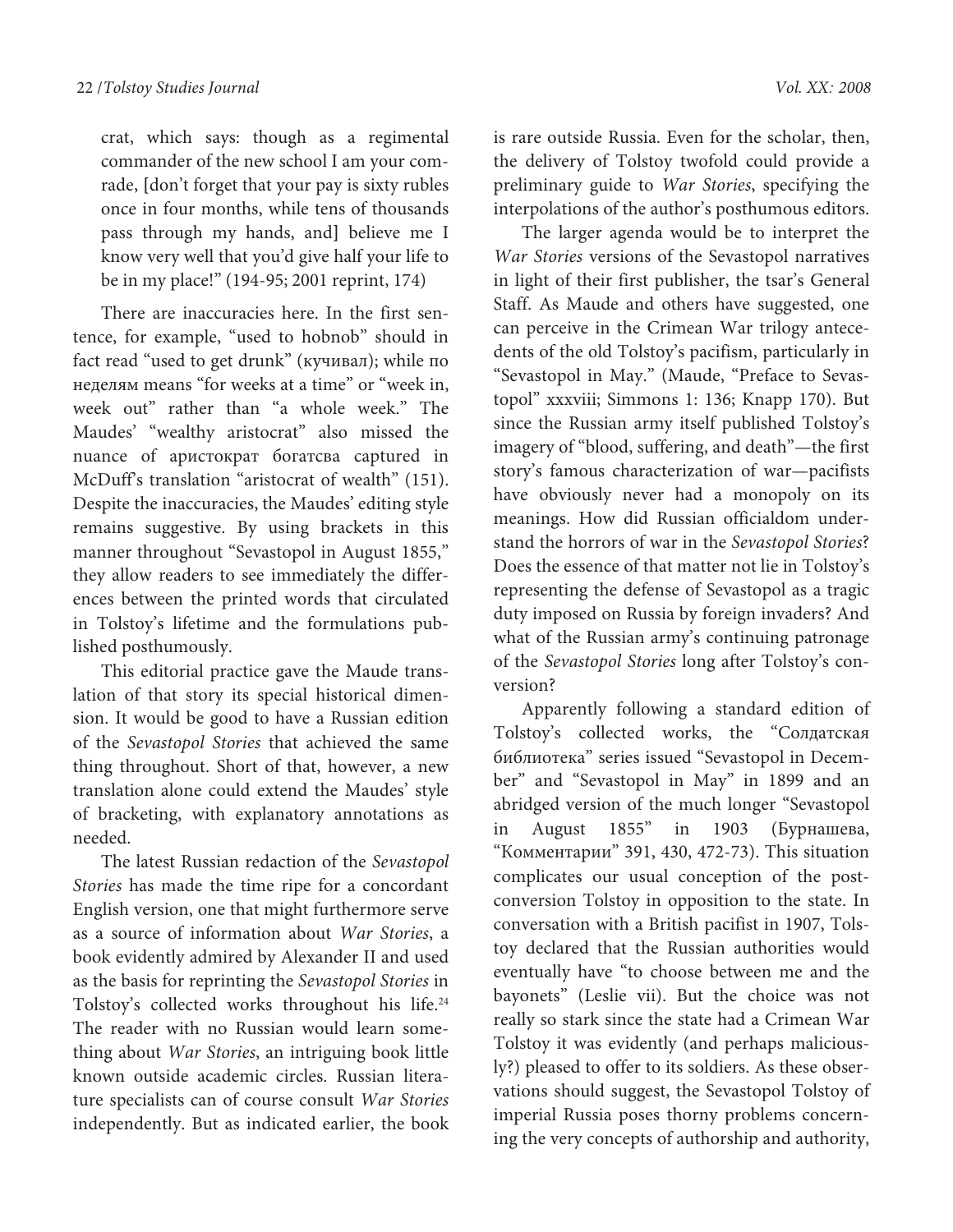crat, which says: though as a regimental commander of the new school I am your comrade, [don't forget that your pay is sixty rubles once in four months, while tens of thousands pass through my hands, and] believe me I know very well that you'd give half your life to be in my place!" (194-95; 2001 reprint, 174)

There are inaccuracies here. In the first sentence, for example, "used to hobnob" should in fact read "used to get drunk" (кучивал); while по неделям means "for weeks at a time" or "week in, week out" rather than "a whole week." The Maudes' "wealthy aristocrat" also missed the nuance of аристократ богатсва captured in McDuff's translation "aristocrat of wealth" (151). Despite the inaccuracies, the Maudes' editing style remains suggestive. By using brackets in this manner throughout "Sevastopol in August 1855," they allow readers to see immediately the differences between the printed words that circulated in Tolstoy's lifetime and the formulations published posthumously.

This editorial practice gave the Maude translation of that story its special historical dimension. It would be good to have a Russian edition of the *Sevastopol Stories* that achieved the same thing throughout. Short of that, however, a new translation alone could extend the Maudes' style of bracketing, with explanatory annotations as needed.

The latest Russian redaction of the *Sevastopol Stories* has made the time ripe for a concordant English version, one that might furthermore serve as a source of information about *War Stories*, a book evidently admired by Alexander II and used as the basis for reprinting the *Sevastopol Stories* in Tolstoy's collected works throughout his life.[24] The reader with no Russian would learn something about *War Stories*, an intriguing book little known outside academic circles. Russian literature specialists can of course consult *War Stories* independently. But as indicated earlier, the book is rare outside Russia. Even for the scholar, then, the delivery of Tolstoy twofold could provide a preliminary guide to *War Stories*, specifying the interpolations of the author's posthumous editors.

The larger agenda would be to interpret the *War Stories* versions of the Sevastopol narratives in light of their first publisher, the tsar's General Staff. As Maude and others have suggested, one can perceive in the Crimean War trilogy antecedents of the old Tolstoy's pacifism, particularly in "Sevastopol in May." (Maude, "Preface to Sevastopol" xxxviii; Simmons 1: 136; Knapp 170). But since the Russian army itself published Tolstoy's imagery of "blood, suffering, and death"—the first story's famous characterization of war—pacifists have obviously never had a monopoly on its meanings. How did Russian officialdom understand the horrors of war in the *Sevastopol Stories*? Does the essence of that matter not lie in Tolstoy's representing the defense of Sevastopol as a tragic duty imposed on Russia by foreign invaders? And what of the Russian army's continuing patronage of the *Sevastopol Stories* long after Tolstoy's conversion?

Apparently following a standard edition of Tolstoy's collected works, the "Солдатская библиотека" series issued "Sevastopol in December" and "Sevastopol in May" in 1899 and an abridged version of the much longer "Sevastopol in August 1855" in 1903 (Бурнашева, "Комментарии" 391, 430, 472-73). This situation complicates our usual conception of the post-conversion Tolstoy in opposition to the state. In conversation with a British pacifist in 1907, Tolstoy declared that the Russian authorities would eventually have "to choose between me and the bayonets" (Leslie vii). But the choice was not really so stark since the state had a Crimean War Tolstoy it was evidently (and perhaps maliciously?) pleased to offer to its soldiers. As these observations should suggest, the Sevastopol Tolstoy of imperial Russia poses thorny problems concerning the very concepts of authorship and authority,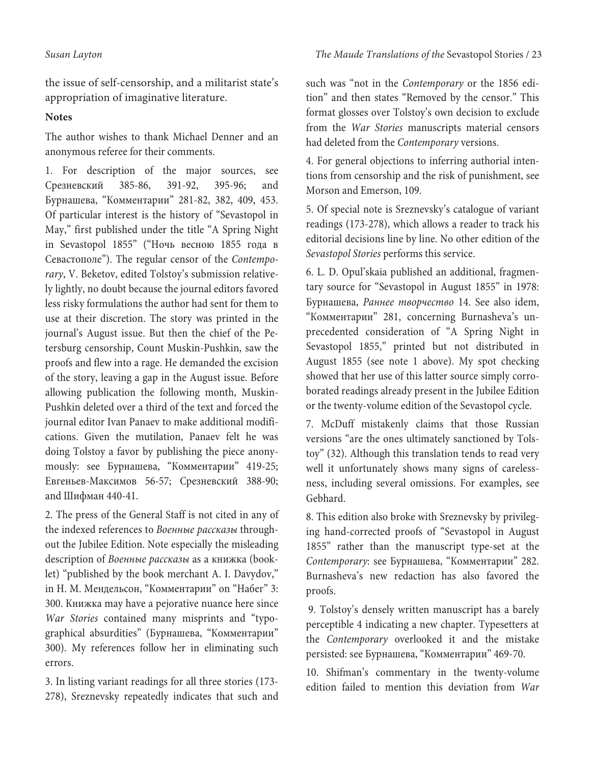the issue of self-censorship, and a militarist state's appropriation of imaginative literature.

**Notes**

The author wishes to thank Michael Denner and an anonymous referee for their comments.

1. For description of the major sources, see Срезневский 385-86, 391-92, 395-96; and Бурнашева, "Комментарии" 281-82, 382, 409, 453. Of particular interest is the history of "Sevastopol in May," first published under the title "A Spring Night in Sevastopol 1855" ("Ночь весною 1855 года в Севастополе"). The regular censor of the *Contemporary*, V. Beketov, edited Tolstoy's submission relatively lightly, no doubt because the journal editors favored less risky formulations the author had sent for them to use at their discretion. The story was printed in the journal's August issue. But then the chief of the Petersburg censorship, Count Muskin-Pushkin, saw the proofs and flew into a rage. He demanded the excision of the story, leaving a gap in the August issue. Before allowing publication the following month, Muskin-Pushkin deleted over a third of the text and forced the journal editor Ivan Panaev to make additional modifications. Given the mutilation, Panaev felt he was doing Tolstoy a favor by publishing the piece anonymously: see Бурнашева, "Комментарии" 419-25; Евгеньев-Максимов 56-57; Срезневский 388-90; and Шифман 440-41.

2. The press of the General Staff is not cited in any of the indexed references to *Военные рассказы* throughout the Jubilee Edition. Note especially the misleading description of *Военные рассказы* as a книжка (booklet) "published by the book merchant A. I. Davydov," in Н. М. Мендельсон, "Комментарии" on "Набег" 3: 300. Книжка may have a pejorative nuance here since *War Stories* contained many misprints and "typographical absurdities" (Бурнашева, "Комментарии" 300). My references follow her in eliminating such errors.

3. In listing variant readings for all three stories (173-278), Sreznevsky repeatedly indicates that such and such was "not in the *Contemporary* or the 1856 edition" and then states "Removed by the censor." This format glosses over Tolstoy's own decision to exclude from the *War Stories* manuscripts material censors had deleted from the *Contemporary* versions.

4. For general objections to inferring authorial intentions from censorship and the risk of punishment, see Morson and Emerson, 109.

5. Of special note is Sreznevsky's catalogue of variant readings (173-278), which allows a reader to track his editorial decisions line by line. No other edition of the *Sevastopol Stories* performs this service.

6. L. D. Opul'skaia published an additional, fragmentary source for "Sevastopol in August 1855" in 1978: Бурнашева, *Раннее творчество* 14. See also idem, "Комментарии" 281, concerning Burnasheva's unprecedented consideration of "A Spring Night in Sevastopol 1855," printed but not distributed in August 1855 (see note 1 above). My spot checking showed that her use of this latter source simply corroborated readings already present in the Jubilee Edition or the twenty-volume edition of the Sevastopol cycle.

7. McDuff mistakenly claims that those Russian versions "are the ones ultimately sanctioned by Tolstoy" (32). Although this translation tends to read very well it unfortunately shows many signs of carelessness, including several omissions. For examples, see Gebhard.

8. This edition also broke with Sreznevsky by privileging hand-corrected proofs of "Sevastopol in August 1855" rather than the manuscript type-set at the *Contemporary*: see Бурнашева, "Комментарии" 282. Burnasheva's new redaction has also favored the proofs.

9. Tolstoy's densely written manuscript has a barely perceptible 4 indicating a new chapter. Typesetters at the *Contemporary* overlooked it and the mistake persisted: see Бурнашева, "Комментарии" 469-70.

10. Shifman's commentary in the twenty-volume edition failed to mention this deviation from *War*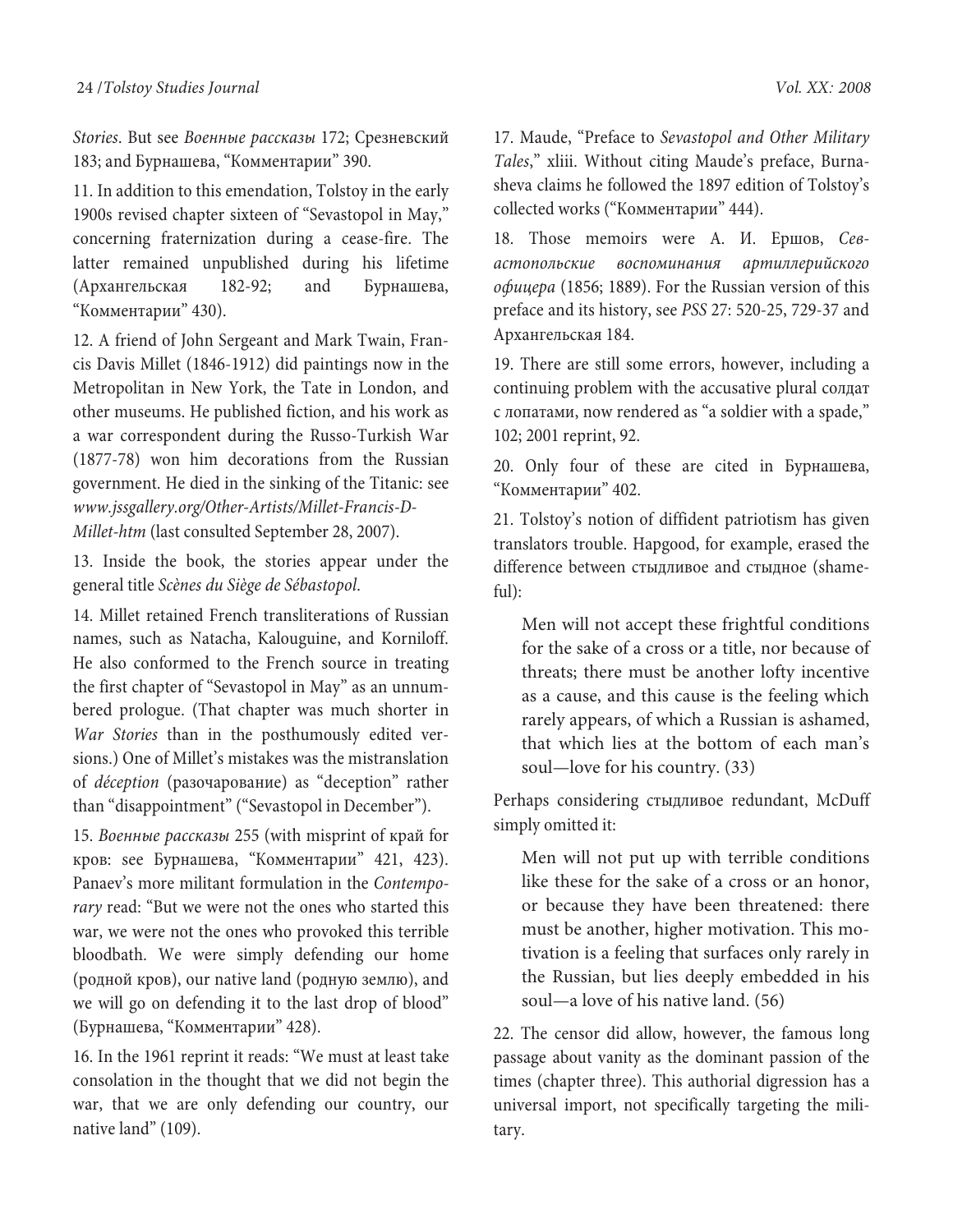*Stories*. But see *Военные рассказы* 172; Срезневский 183; and Бурнашева, "Комментарии" 390.

11. In addition to this emendation, Tolstoy in the early 1900s revised chapter sixteen of "Sevastopol in May," concerning fraternization during a cease-fire. The latter remained unpublished during his lifetime (Архангельская 182-92; and Бурнашева, "Комментарии" 430).

12. A friend of John Sergeant and Mark Twain, Francis Davis Millet (1846-1912) did paintings now in the Metropolitan in New York, the Tate in London, and other museums. He published fiction, and his work as a war correspondent during the Russo-Turkish War (1877-78) won him decorations from the Russian government. He died in the sinking of the Titanic: see *www.jssgallery.org/Other-Artists/Millet-Francis-D-Millet-htm* (last consulted September 28, 2007).

13. Inside the book, the stories appear under the general title *Scènes du Siège de Sébastopol*.

14. Millet retained French transliterations of Russian names, such as Natacha, Kalouguine, and Korniloff. He also conformed to the French source in treating the first chapter of "Sevastopol in May" as an unnumbered prologue. (That chapter was much shorter in *War Stories* than in the posthumously edited versions.) One of Millet's mistakes was the mistranslation of *déception* (разочарование) as "deception" rather than "disappointment" ("Sevastopol in December").

15. *Военные рассказы* 255 (with misprint of край for кров: see Бурнашева, "Комментарии" 421, 423). Panaev's more militant formulation in the *Contemporary* read: "But we were not the ones who started this war, we were not the ones who provoked this terrible bloodbath. We were simply defending our home (родной кров), our native land (родную землю), and we will go on defending it to the last drop of blood" (Бурнашева, "Комментарии" 428).

16. In the 1961 reprint it reads: "We must at least take consolation in the thought that we did not begin the war, that we are only defending our country, our native land" (109).

17. Maude, "Preface to *Sevastopol and Other Military Tales*," xliii. Without citing Maude's preface, Burnasheva claims he followed the 1897 edition of Tolstoy's collected works ("Комментарии" 444).

18. Those memoirs were А. И. Ершов, *Севастопольские воспоминания артиллерийского офицера* (1856; 1889). For the Russian version of this preface and its history, see *PSS* 27: 520-25, 729-37 and Архангельская 184.

19. There are still some errors, however, including a continuing problem with the accusative plural солдат с лопатами, now rendered as "a soldier with a spade," 102; 2001 reprint, 92.

20. Only four of these are cited in Бурнашева, "Комментарии" 402.

21. Tolstoy's notion of diffident patriotism has given translators trouble. Hapgood, for example, erased the difference between стыдливое and стыдное (shameful):

> Men will not accept these frightful conditions for the sake of a cross or a title, nor because of threats; there must be another lofty incentive as a cause, and this cause is the feeling which rarely appears, of which a Russian is ashamed, that which lies at the bottom of each man's soul—love for his country. (33)

Perhaps considering стыдливое redundant, McDuff simply omitted it:

> Men will not put up with terrible conditions like these for the sake of a cross or an honor, or because they have been threatened: there must be another, higher motivation. This motivation is a feeling that surfaces only rarely in the Russian, but lies deeply embedded in his soul—a love of his native land. (56)

22. The censor did allow, however, the famous long passage about vanity as the dominant passion of the times (chapter three). This authorial digression has a universal import, not specifically targeting the military.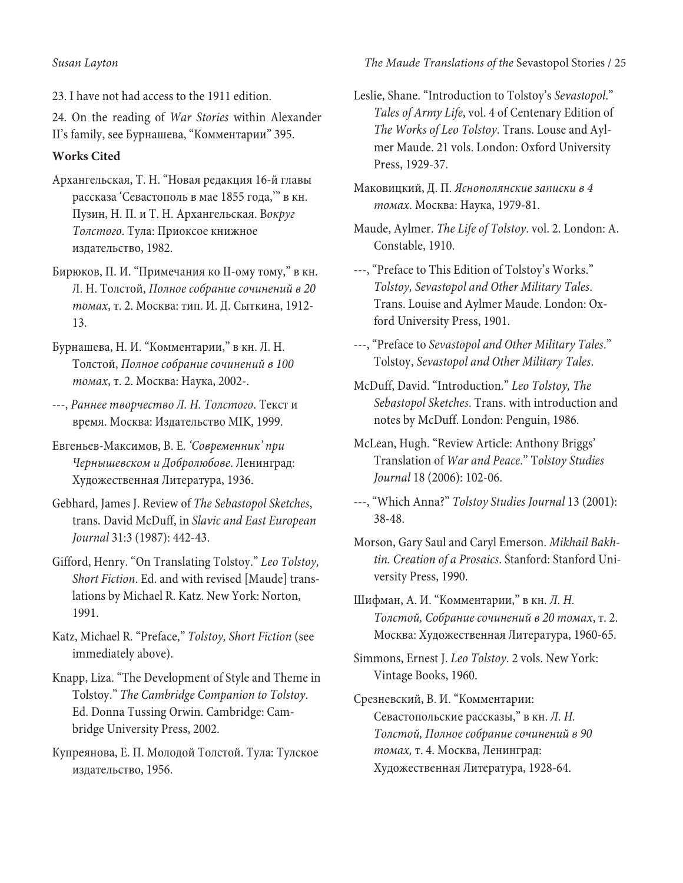23. I have not had access to the 1911 edition.

24. On the reading of *War Stories* within Alexander II's family, see Бурнашева, "Комментарии" 395.

**Works Cited**

Архангельская, Т. Н. "Новая редакция 16-й главы рассказа 'Севастополь в мае 1855 года,'" в кн. Пузин, Н. П. и Т. Н. Архангельская. *Вокруг Толстого*. Тула: Приоксое книжное издательство, 1982.

Бирюков, П. И. "Примечания ко II-ому тому," в кн. Л. Н. Толстой, *Полное собрание сочинений в 20 томах*, т. 2. Москва: тип. И. Д. Сыткина, 1912-13.

Бурнашева, Н. И. "Комментарии," в кн. Л. Н. Толстой, *Полное собрание сочинений в 100 томах*, т. 2. Москва: Наука, 2002-.

---, *Раннее творчество Л. Н. Толстого*. Текст и время. Москва: Издательство MIK, 1999.

Евгеньев-Максимов, В. Е. *'Современник' при Чернышевском и Добролюбове*. Ленинград: Художественная Литература, 1936.

Gebhard, James J. Review of *The Sebastopol Sketches*, trans. David McDuff, in *Slavic and East European Journal* 31:3 (1987): 442-43.

Gifford, Henry. "On Translating Tolstoy." *Leo Tolstoy, Short Fiction*. Ed. and with revised [Maude] translations by Michael R. Katz. New York: Norton, 1991.

Katz, Michael R. "Preface," *Tolstoy, Short Fiction* (see immediately above).

Knapp, Liza. "The Development of Style and Theme in Tolstoy." *The Cambridge Companion to Tolstoy*. Ed. Donna Tussing Orwin. Cambridge: Cambridge University Press, 2002.

Купреянова, Е. П. Молодой Толстой. Тула: Тулское издательство, 1956.

Leslie, Shane. "Introduction to Tolstoy's *Sevastopol*." *Tales of Army Life*, vol. 4 of Centenary Edition of *The Works of Leo Tolstoy*. Trans. Louse and Aylmer Maude. 21 vols. London: Oxford University Press, 1929-37.

Маковицкий, Д. П. *Яснополянские записки в 4 томах*. Москва: Наука, 1979-81.

Maude, Aylmer. *The Life of Tolstoy*. vol. 2. London: A. Constable, 1910.

---, "Preface to This Edition of Tolstoy's Works." *Tolstoy, Sevastopol and Other Military Tales*. Trans. Louise and Aylmer Maude. London: Oxford University Press, 1901.

---, "Preface to *Sevastopol and Other Military Tales*." Tolstoy, *Sevastopol and Other Military Tales*.

McDuff, David. "Introduction." *Leo Tolstoy, The Sebastopol Sketches*. Trans. with introduction and notes by McDuff. London: Penguin, 1986.

McLean, Hugh. "Review Article: Anthony Briggs' Translation of *War and Peace*." *Tolstoy Studies Journal* 18 (2006): 102-06.

---, "Which Anna?" *Tolstoy Studies Journal* 13 (2001): 38-48.

Morson, Gary Saul and Caryl Emerson. *Mikhail Bakhtin. Creation of a Prosaics*. Stanford: Stanford University Press, 1990.

Шифман, А. И. "Комментарии," в кн. *Л. Н. Толстой, Собрание сочинений в 20 томах*, т. 2. Москва: Художественная Литература, 1960-65.

Simmons, Ernest J. *Leo Tolstoy*. 2 vols. New York: Vintage Books, 1960.

Срезневский, В. И. "Комментарии: Севастопольские рассказы," в кн. *Л. Н. Толстой, Полное собрание сочинений в 90 томах,* т. 4. Москва, Ленинград: Художественная Литература, 1928-64.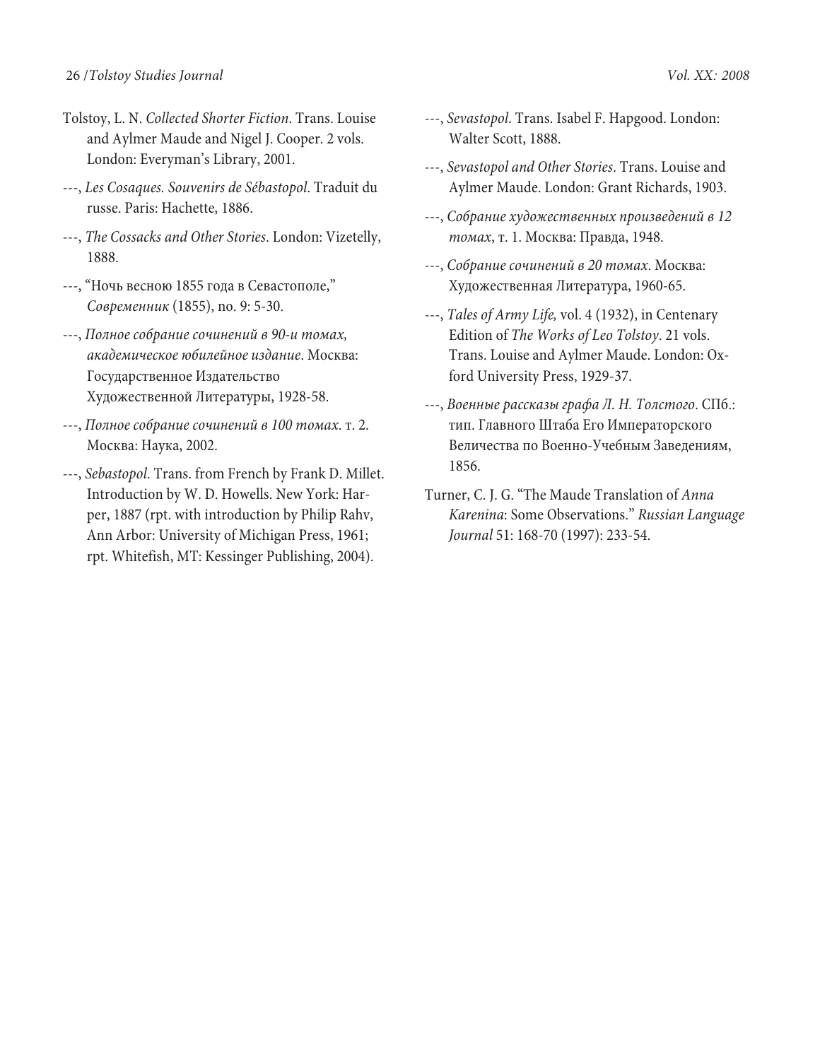Tolstoy, L. N. *Collected Shorter Fiction*. Trans. Louise and Aylmer Maude and Nigel J. Cooper. 2 vols. London: Everyman's Library, 2001.

---, *Les Cosaques. Souvenirs de Sébastopol*. Traduit du russe. Paris: Hachette, 1886.

---, *The Cossacks and Other Stories*. London: Vizetelly, 1888.

---, "Ночь весною 1855 года в Севастополе," *Современник* (1855), no. 9: 5-30.

---, *Полное собрание сочинений в 90-и томах, академическое юбилейное издание*. Москва: Государственное Издательство Художественной Литературы, 1928-58.

---, *Полное собрание сочинений в 100 томах*. т. 2. Москва: Наука, 2002.

---, *Sebastopol*. Trans. from French by Frank D. Millet. Introduction by W. D. Howells. New York: Harper, 1887 (rpt. with introduction by Philip Rahv, Ann Arbor: University of Michigan Press, 1961; rpt. Whitefish, MT: Kessinger Publishing, 2004).

---, *Sevastopol*. Trans. Isabel F. Hapgood. London: Walter Scott, 1888.

---, *Sevastopol and Other Stories*. Trans. Louise and Aylmer Maude. London: Grant Richards, 1903.

---, *Собрание художественных произведений в 12 томах*, т. 1. Москва: Правда, 1948.

---, *Собрание сочинений в 20 томах*. Москва: Художественная Литература, 1960-65.

---, *Tales of Army Life,* vol. 4 (1932), in Centenary Edition of *The Works of Leo Tolstoy*. 21 vols. Trans. Louise and Aylmer Maude. London: Oxford University Press, 1929-37.

---, *Военные рассказы графа Л. Н. Толстого*. СПб.: тип. Главного Штаба Его Императорского Величества по Военно-Учебным Заведениям, 1856.

Turner, C. J. G. "The Maude Translation of *Anna Karenina*: Some Observations." *Russian Language Journal* 51: 168-70 (1997): 233-54.